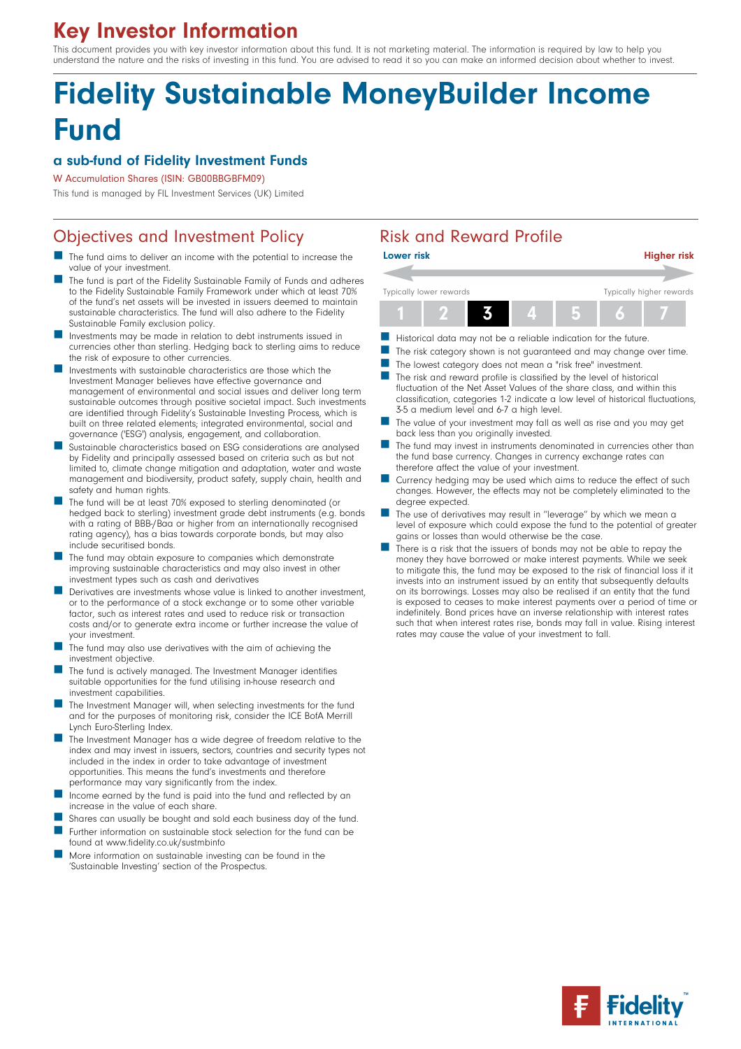# Key Investor Information

This document provides you with key investor information about this fund. It is not marketing material. The information is required by law to help you understand the nature and the risks of investing in this fund. You are advised to read it so you can make an informed decision about whether to invest.

# Fidelity Sustainable MoneyBuilder Income Fund

### a sub-fund of Fidelity Investment Funds

W Accumulation Shares (ISIN: GB00BBGBFM09)

This fund is managed by FIL Investment Services (UK) Limited

## Objectives and Investment Policy

- The fund aims to deliver an income with the potential to increase the value of your investment.
- The fund is part of the Fidelity Sustainable Family of Funds and adheres to the Fidelity Sustainable Family Framework under which at least 70% of the fund's net assets will be invested in issuers deemed to maintain sustainable characteristics. The fund will also adhere to the Fidelity Sustainable Family exclusion policy.
- Investments may be made in relation to debt instruments issued in currencies other than sterling. Hedging back to sterling aims to reduce the risk of exposure to other currencies.
- Investments with sustainable characteristics are those which the Investment Manager believes have effective governance and management of environmental and social issues and deliver long term sustainable outcomes through positive societal impact. Such investments are identified through Fidelity's Sustainable Investing Process, which is built on three related elements; integrated environmental, social and governance ('ESG') analysis, engagement, and collaboration.
- Sustainable characteristics based on ESG considerations are analysed by Fidelity and principally assessed based on criteria such as but not limited to, climate change mitigation and adaptation, water and waste management and biodiversity, product safety, supply chain, health and safety and human rights.
- The fund will be at least 70% exposed to sterling denominated (or hedged back to sterling) investment grade debt instruments (e.g. bonds with a rating of BBB-/Baa or higher from an internationally recognised rating agency), has a bias towards corporate bonds, but may also include securitised bonds.
- The fund may obtain exposure to companies which demonstrate improving sustainable characteristics and may also invest in other investment types such as cash and derivatives
- Derivatives are investments whose value is linked to another investment, or to the performance of a stock exchange or to some other variable factor, such as interest rates and used to reduce risk or transaction costs and/or to generate extra income or further increase the value of your investment.
- The fund may also use derivatives with the aim of achieving the investment objective.
- The fund is actively managed. The Investment Manager identifies suitable opportunities for the fund utilising in-house research and investment capabilities.
- The Investment Manager will, when selecting investments for the fund and for the purposes of monitoring risk, consider the ICE BofA Merrill Lynch Euro-Sterling Index.
- The Investment Manager has a wide degree of freedom relative to the index and may invest in issuers, sectors, countries and security types not included in the index in order to take advantage of investment opportunities. This means the fund's investments and therefore performance may vary significantly from the index.
- Income earned by the fund is paid into the fund and reflected by an increase in the value of each share.
- Shares can usually be bought and sold each business day of the fund.
- Further information on sustainable stock selection for the fund can be found at www.fidelity.co.uk/sustmbinfo
- More information on sustainable investing can be found in the 'Sustainable Investing' section of the Prospectus.

## Risk and Reward Profile

Lower risk — Higher risk

Typically lower rewards — Typically higher rewards

| 1 | 2 | **3** | 4 | 5 | 6 | 7 |
|---|---|---|---|---|---|---|

- Historical data may not be a reliable indication for the future.
- The risk category shown is not guaranteed and may change over time.
- The lowest category does not mean a "risk free" investment.
- The risk and reward profile is classified by the level of historical fluctuation of the Net Asset Values of the share class, and within this classification, categories 1-2 indicate a low level of historical fluctuations, 3-5 a medium level and 6-7 a high level.
- The value of your investment may fall as well as rise and you may get back less than you originally invested.
- The fund may invest in instruments denominated in currencies other than the fund base currency. Changes in currency exchange rates can therefore affect the value of your investment.
- Currency hedging may be used which aims to reduce the effect of such changes. However, the effects may not be completely eliminated to the degree expected.
- The use of derivatives may result in "leverage" by which we mean a level of exposure which could expose the fund to the potential of greater gains or losses than would otherwise be the case.
- There is a risk that the issuers of bonds may not be able to repay the money they have borrowed or make interest payments. While we seek to mitigate this, the fund may be exposed to the risk of financial loss if it invests into an instrument issued by an entity that subsequently defaults on its borrowings. Losses may also be realised if an entity that the fund is exposed to ceases to make interest payments over a period of time or indefinitely. Bond prices have an inverse relationship with interest rates such that when interest rates rise, bonds may fall in value. Rising interest rates may cause the value of your investment to fall.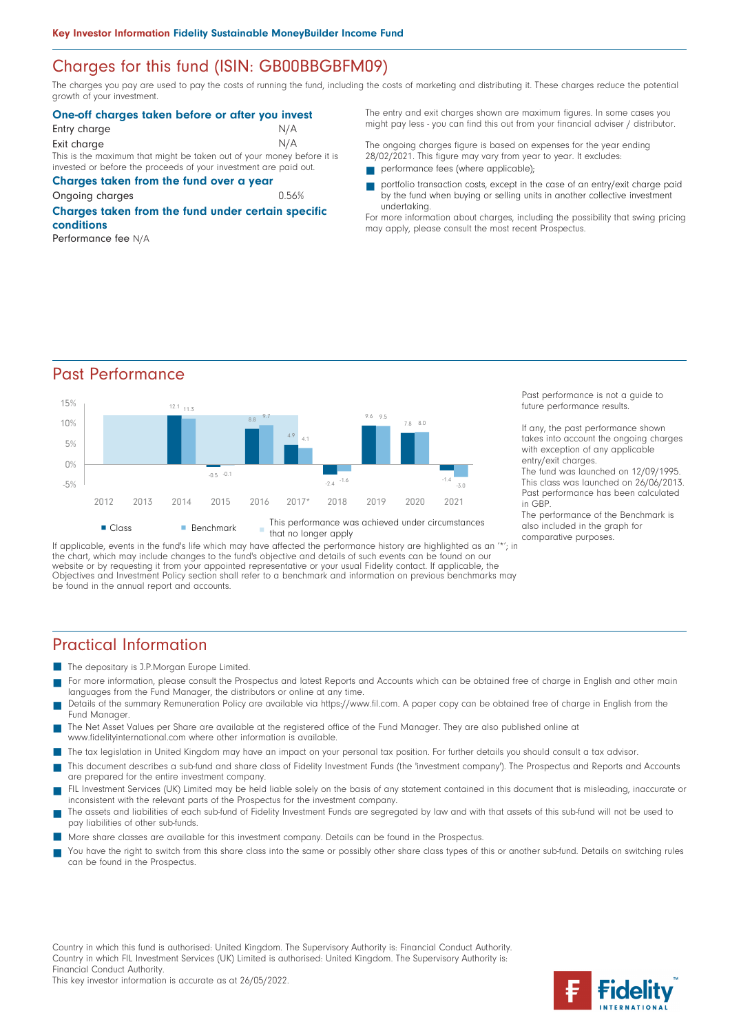Key Investor Information **Fidelity Sustainable MoneyBuilder Income Fund**

# Charges for this fund (ISIN: GB00BBGBFM09)

The charges you pay are used to pay the costs of running the fund, including the costs of marketing and distributing it. These charges reduce the potential growth of your investment.

### One-off charges taken before or after you invest

| | |
|---|---|
| Entry charge | N/A |
| Exit charge | N/A |

This is the maximum that might be taken out of your money before it is invested or before the proceeds of your investment are paid out.

### Charges taken from the fund over a year

| | |
|---|---|
| Ongoing charges | 0.56% |

### Charges taken from the fund under certain specific conditions

Performance fee N/A

The entry and exit charges shown are maximum figures. In some cases you might pay less - you can find this out from your financial adviser / distributor.

The ongoing charges figure is based on expenses for the year ending 28/02/2021. This figure may vary from year to year. It excludes:

- performance fees (where applicable);
- portfolio transaction costs, except in the case of an entry/exit charge paid by the fund when buying or selling units in another collective investment undertaking.

For more information about charges, including the possibility that swing pricing may apply, please consult the most recent Prospectus.

# Past Performance

15%
10%
5%
0%
-5%

2012 2013 2014 2015 2016 2017* 2018 2019 2020 2021

12.1 11.3
-0.5 -0.1
8.8 9.7
4.9 4.1
-2.4 -1.6
9.6 9.5
7.8 8.0
-1.4 -3.0

Class Benchmark This performance was achieved under circumstances that no longer apply

If applicable, events in the fund's life which may have affected the performance history are highlighted as an '*'; in the chart, which may include changes to the fund's objective and details of such events can be found on our website or by requesting it from your appointed representative or your usual Fidelity contact. If applicable, the Objectives and Investment Policy section shall refer to a benchmark and information on previous benchmarks may be found in the annual report and accounts.

Past performance is not a guide to future performance results.

If any, the past performance shown takes into account the ongoing charges with exception of any applicable entry/exit charges.
The fund was launched on 12/09/1995.
This class was launched on 26/06/2013.
Past performance has been calculated in GBP.
The performance of the Benchmark is also included in the graph for comparative purposes.

# Practical Information

- The depositary is J.P.Morgan Europe Limited.
- For more information, please consult the Prospectus and latest Reports and Accounts which can be obtained free of charge in English and other main languages from the Fund Manager, the distributors or online at any time.
- Details of the summary Remuneration Policy are available via https://www.fil.com. A paper copy can be obtained free of charge in English from the Fund Manager.
- The Net Asset Values per Share are available at the registered office of the Fund Manager. They are also published online at www.fidelityinternational.com where other information is available.
- The tax legislation in United Kingdom may have an impact on your personal tax position. For further details you should consult a tax advisor.
- This document describes a sub-fund and share class of Fidelity Investment Funds (the 'investment company'). The Prospectus and Reports and Accounts are prepared for the entire investment company.
- FIL Investment Services (UK) Limited may be held liable solely on the basis of any statement contained in this document that is misleading, inaccurate or inconsistent with the relevant parts of the Prospectus for the investment company.
- The assets and liabilities of each sub-fund of Fidelity Investment Funds are segregated by law and with that assets of this sub-fund will not be used to pay liabilities of other sub-funds.
- More share classes are available for this investment company. Details can be found in the Prospectus.
- You have the right to switch from this share class into the same or possibly other share class types of this or another sub-fund. Details on switching rules can be found in the Prospectus.

Country in which this fund is authorised: United Kingdom. The Supervisory Authority is: Financial Conduct Authority.
Country in which FIL Investment Services (UK) Limited is authorised: United Kingdom. The Supervisory Authority is: Financial Conduct Authority.
This key investor information is accurate as at 26/05/2022.